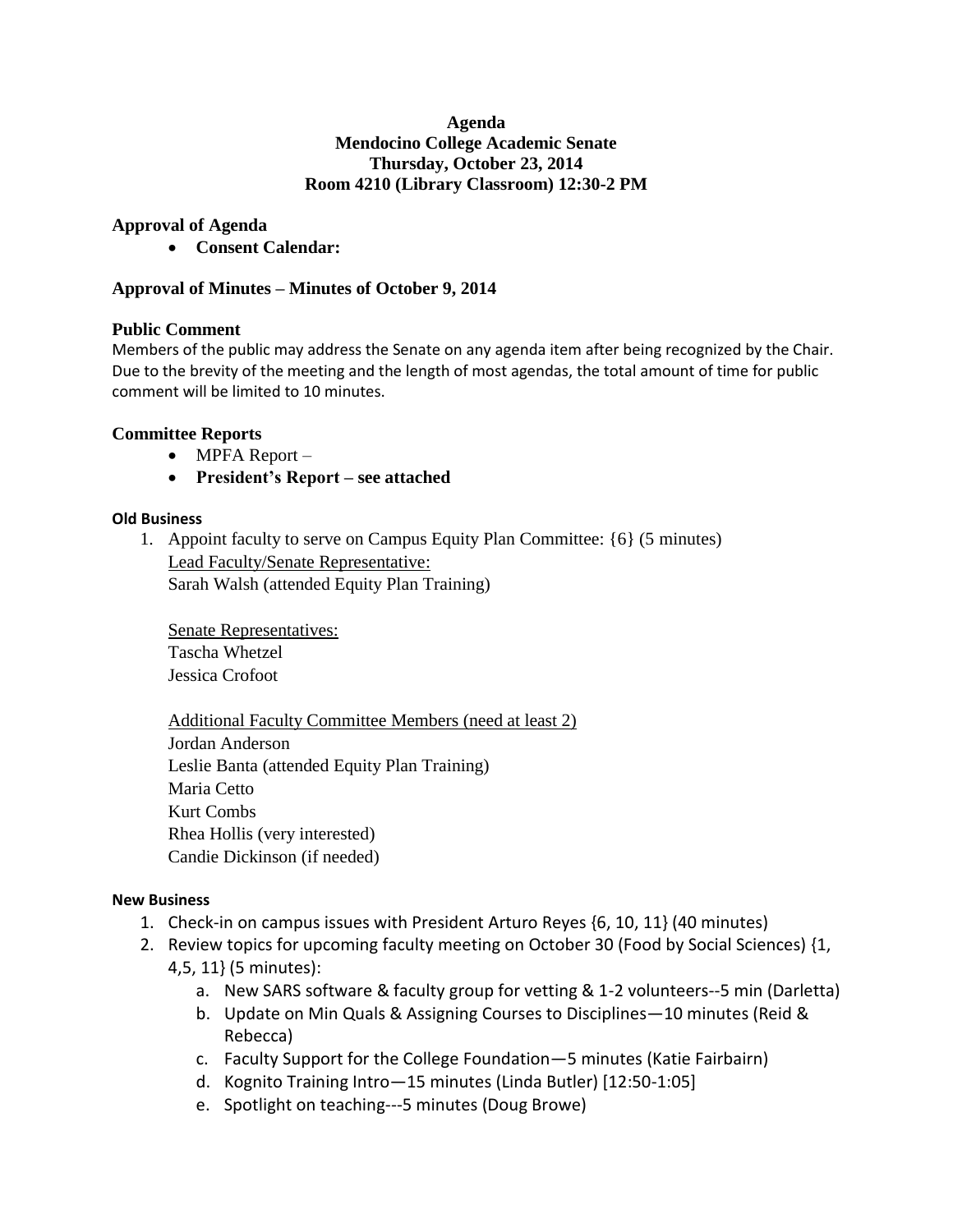**Agenda**
**Mendocino College Academic Senate**
**Thursday, October 23, 2014**
**Room 4210 (Library Classroom) 12:30-2 PM**

## Approval of Agenda

- **Consent Calendar:**

## Approval of Minutes – Minutes of October 9, 2014

## Public Comment

Members of the public may address the Senate on any agenda item after being recognized by the Chair. Due to the brevity of the meeting and the length of most agendas, the total amount of time for public comment will be limited to 10 minutes.

## Committee Reports

- MPFA Report –
- **President's Report – see attached**

### Old Business

1. Appoint faculty to serve on Campus Equity Plan Committee: {6} (5 minutes)

   Lead Faculty/Senate Representative:
   Sarah Walsh (attended Equity Plan Training)

   Senate Representatives:
   Tascha Whetzel
   Jessica Crofoot

   Additional Faculty Committee Members (need at least 2)
   Jordan Anderson
   Leslie Banta (attended Equity Plan Training)
   Maria Cetto
   Kurt Combs
   Rhea Hollis (very interested)
   Candie Dickinson (if needed)

### New Business

1. Check-in on campus issues with President Arturo Reyes {6, 10, 11} (40 minutes)
2. Review topics for upcoming faculty meeting on October 30 (Food by Social Sciences) {1, 4,5, 11} (5 minutes):
   a. New SARS software & faculty group for vetting & 1-2 volunteers--5 min (Darletta)
   b. Update on Min Quals & Assigning Courses to Disciplines—10 minutes (Reid & Rebecca)
   c. Faculty Support for the College Foundation—5 minutes (Katie Fairbairn)
   d. Kognito Training Intro—15 minutes (Linda Butler) [12:50-1:05]
   e. Spotlight on teaching---5 minutes (Doug Browe)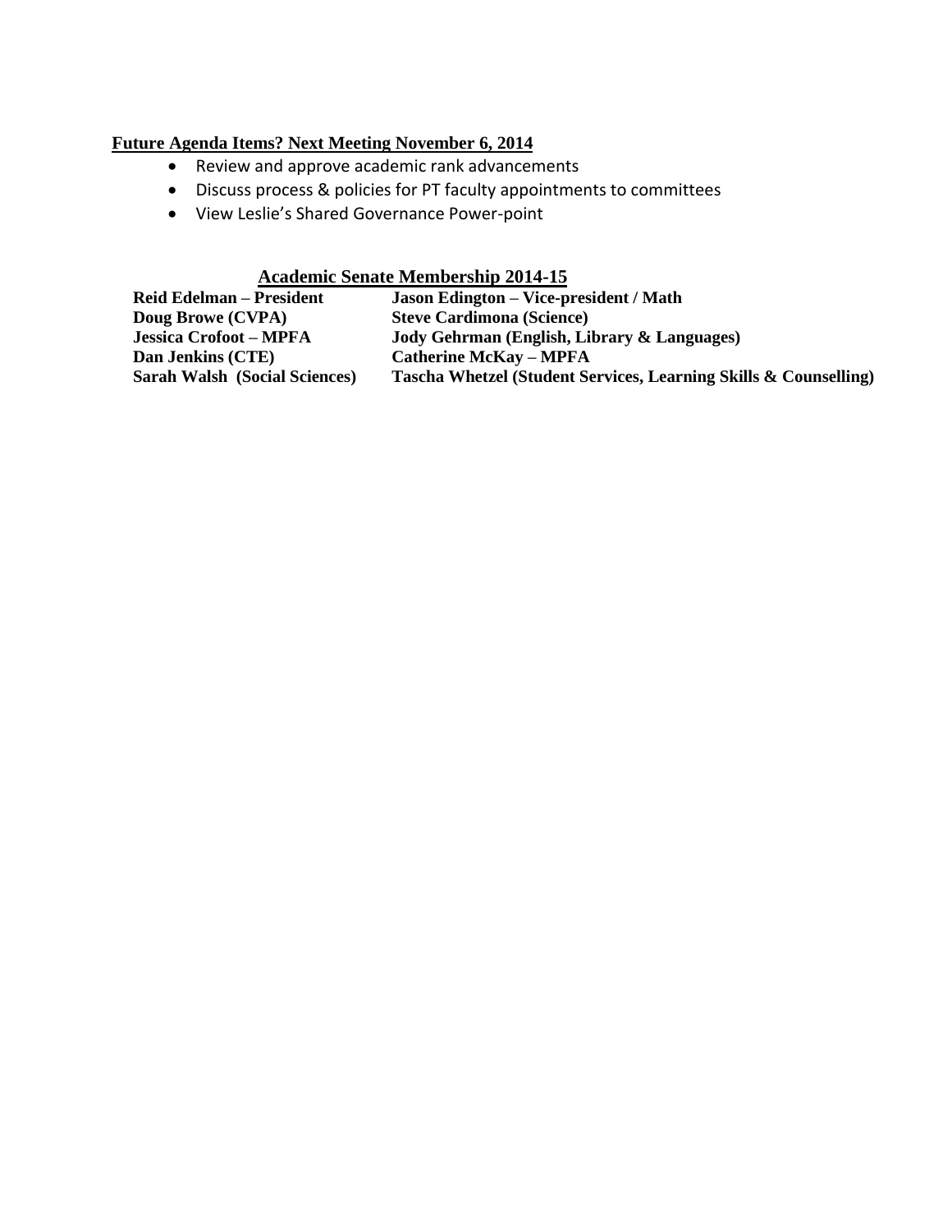**Future Agenda Items? Next Meeting November 6, 2014**

- Review and approve academic rank advancements
- Discuss process & policies for PT faculty appointments to committees
- View Leslie's Shared Governance Power-point

**Academic Senate Membership 2014-15**

| | |
|---|---|
| **Reid Edelman – President** | **Jason Edington – Vice-president / Math** |
| **Doug Browe (CVPA)** | **Steve Cardimona (Science)** |
| **Jessica Crofoot – MPFA** | **Jody Gehrman (English, Library & Languages)** |
| **Dan Jenkins (CTE)** | **Catherine McKay – MPFA** |
| **Sarah Walsh (Social Sciences)** | **Tascha Whetzel (Student Services, Learning Skills & Counselling)** |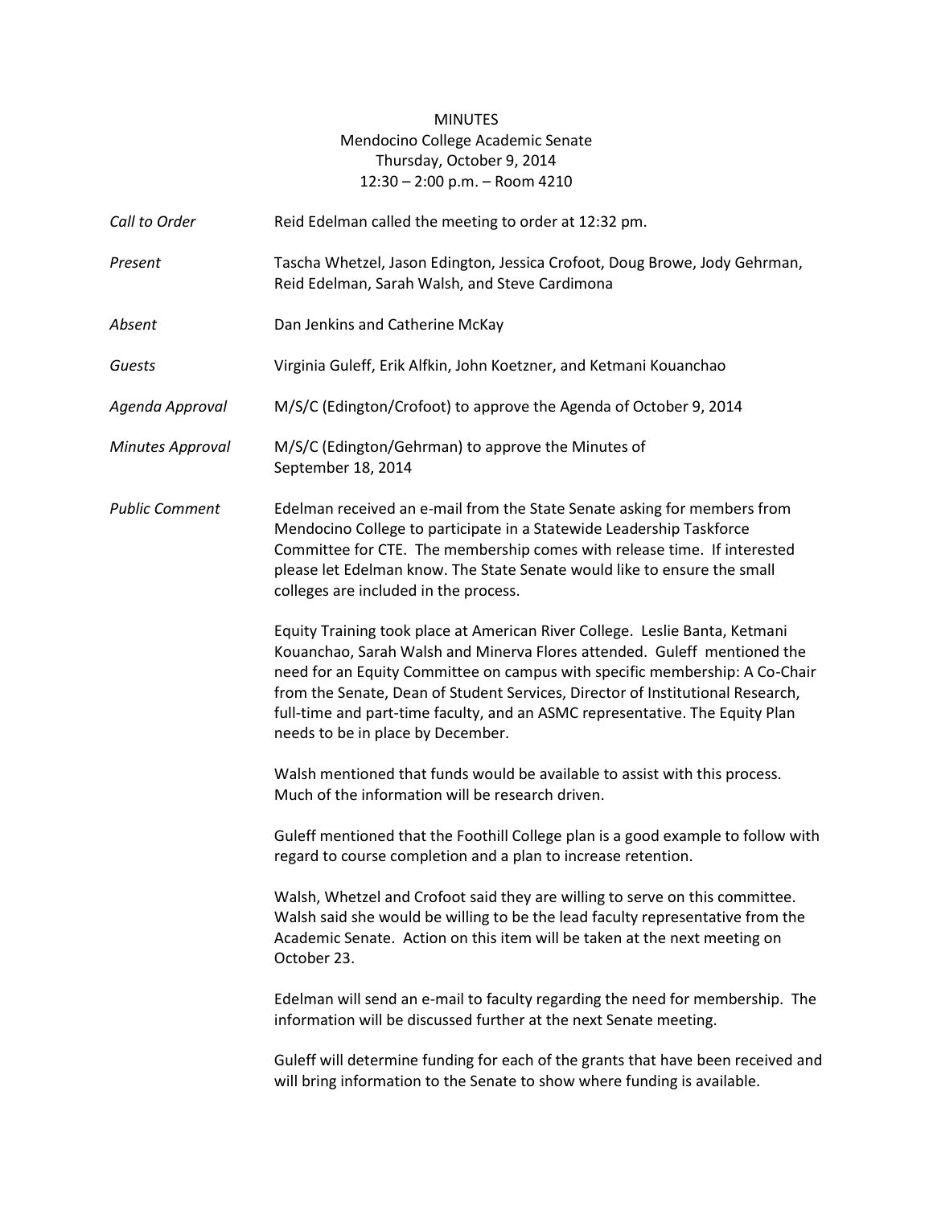MINUTES
Mendocino College Academic Senate
Thursday, October 9, 2014
12:30 – 2:00 p.m. – Room 4210

| | |
|---|---|
| *Call to Order* | Reid Edelman called the meeting to order at 12:32 pm. |
| *Present* | Tascha Whetzel, Jason Edington, Jessica Crofoot, Doug Browe, Jody Gehrman, Reid Edelman, Sarah Walsh, and Steve Cardimona |
| *Absent* | Dan Jenkins and Catherine McKay |
| *Guests* | Virginia Guleff, Erik Alfkin, John Koetzner, and Ketmani Kouanchao |
| *Agenda Approval* | M/S/C (Edington/Crofoot) to approve the Agenda of October 9, 2014 |
| *Minutes Approval* | M/S/C (Edington/Gehrman) to approve the Minutes of September 18, 2014 |

*Public Comment*

Edelman received an e-mail from the State Senate asking for members from Mendocino College to participate in a Statewide Leadership Taskforce Committee for CTE. The membership comes with release time. If interested please let Edelman know. The State Senate would like to ensure the small colleges are included in the process.

Equity Training took place at American River College. Leslie Banta, Ketmani Kouanchao, Sarah Walsh and Minerva Flores attended. Guleff mentioned the need for an Equity Committee on campus with specific membership: A Co-Chair from the Senate, Dean of Student Services, Director of Institutional Research, full-time and part-time faculty, and an ASMC representative. The Equity Plan needs to be in place by December.

Walsh mentioned that funds would be available to assist with this process. Much of the information will be research driven.

Guleff mentioned that the Foothill College plan is a good example to follow with regard to course completion and a plan to increase retention.

Walsh, Whetzel and Crofoot said they are willing to serve on this committee. Walsh said she would be willing to be the lead faculty representative from the Academic Senate. Action on this item will be taken at the next meeting on October 23.

Edelman will send an e-mail to faculty regarding the need for membership. The information will be discussed further at the next Senate meeting.

Guleff will determine funding for each of the grants that have been received and will bring information to the Senate to show where funding is available.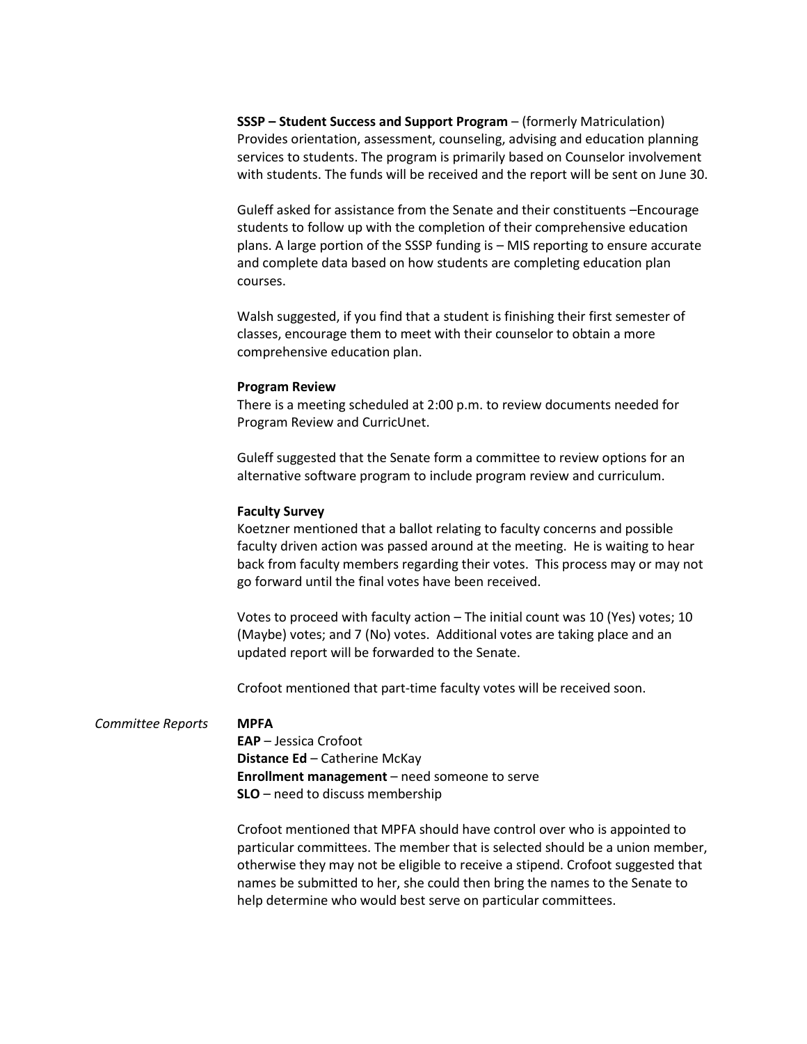**SSSP – Student Success and Support Program** – (formerly Matriculation) Provides orientation, assessment, counseling, advising and education planning services to students. The program is primarily based on Counselor involvement with students. The funds will be received and the report will be sent on June 30.

Guleff asked for assistance from the Senate and their constituents –Encourage students to follow up with the completion of their comprehensive education plans. A large portion of the SSSP funding is – MIS reporting to ensure accurate and complete data based on how students are completing education plan courses.

Walsh suggested, if you find that a student is finishing their first semester of classes, encourage them to meet with their counselor to obtain a more comprehensive education plan.

**Program Review**
There is a meeting scheduled at 2:00 p.m. to review documents needed for Program Review and CurricUnet.

Guleff suggested that the Senate form a committee to review options for an alternative software program to include program review and curriculum.

**Faculty Survey**
Koetzner mentioned that a ballot relating to faculty concerns and possible faculty driven action was passed around at the meeting. He is waiting to hear back from faculty members regarding their votes. This process may or may not go forward until the final votes have been received.

Votes to proceed with faculty action – The initial count was 10 (Yes) votes; 10 (Maybe) votes; and 7 (No) votes. Additional votes are taking place and an updated report will be forwarded to the Senate.

Crofoot mentioned that part-time faculty votes will be received soon.

*Committee Reports*

**MPFA**
**EAP** – Jessica Crofoot
**Distance Ed** – Catherine McKay
**Enrollment management** – need someone to serve
**SLO** – need to discuss membership

Crofoot mentioned that MPFA should have control over who is appointed to particular committees. The member that is selected should be a union member, otherwise they may not be eligible to receive a stipend. Crofoot suggested that names be submitted to her, she could then bring the names to the Senate to help determine who would best serve on particular committees.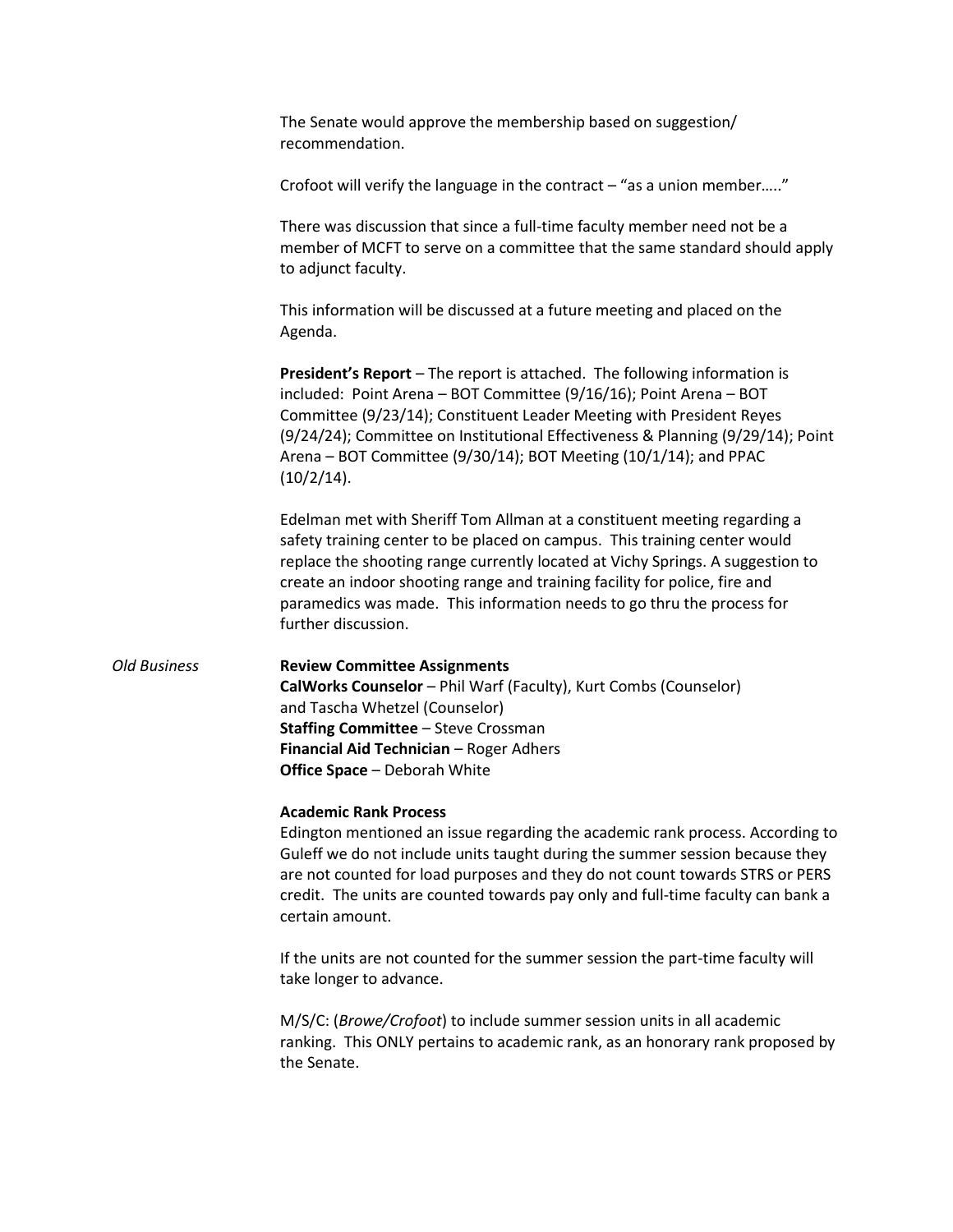The Senate would approve the membership based on suggestion/ recommendation.

Crofoot will verify the language in the contract – "as a union member….."

There was discussion that since a full-time faculty member need not be a member of MCFT to serve on a committee that the same standard should apply to adjunct faculty.

This information will be discussed at a future meeting and placed on the Agenda.

**President's Report** – The report is attached. The following information is included: Point Arena – BOT Committee (9/16/16); Point Arena – BOT Committee (9/23/14); Constituent Leader Meeting with President Reyes (9/24/24); Committee on Institutional Effectiveness & Planning (9/29/14); Point Arena – BOT Committee (9/30/14); BOT Meeting (10/1/14); and PPAC (10/2/14).

Edelman met with Sheriff Tom Allman at a constituent meeting regarding a safety training center to be placed on campus. This training center would replace the shooting range currently located at Vichy Springs. A suggestion to create an indoor shooting range and training facility for police, fire and paramedics was made. This information needs to go thru the process for further discussion.

*Old Business*

**Review Committee Assignments**
**CalWorks Counselor** – Phil Warf (Faculty), Kurt Combs (Counselor) and Tascha Whetzel (Counselor)
**Staffing Committee** – Steve Crossman
**Financial Aid Technician** – Roger Adhers
**Office Space** – Deborah White

**Academic Rank Process**
Edington mentioned an issue regarding the academic rank process. According to Guleff we do not include units taught during the summer session because they are not counted for load purposes and they do not count towards STRS or PERS credit. The units are counted towards pay only and full-time faculty can bank a certain amount.

If the units are not counted for the summer session the part-time faculty will take longer to advance.

M/S/C: (*Browe/Crofoot*) to include summer session units in all academic ranking. This ONLY pertains to academic rank, as an honorary rank proposed by the Senate.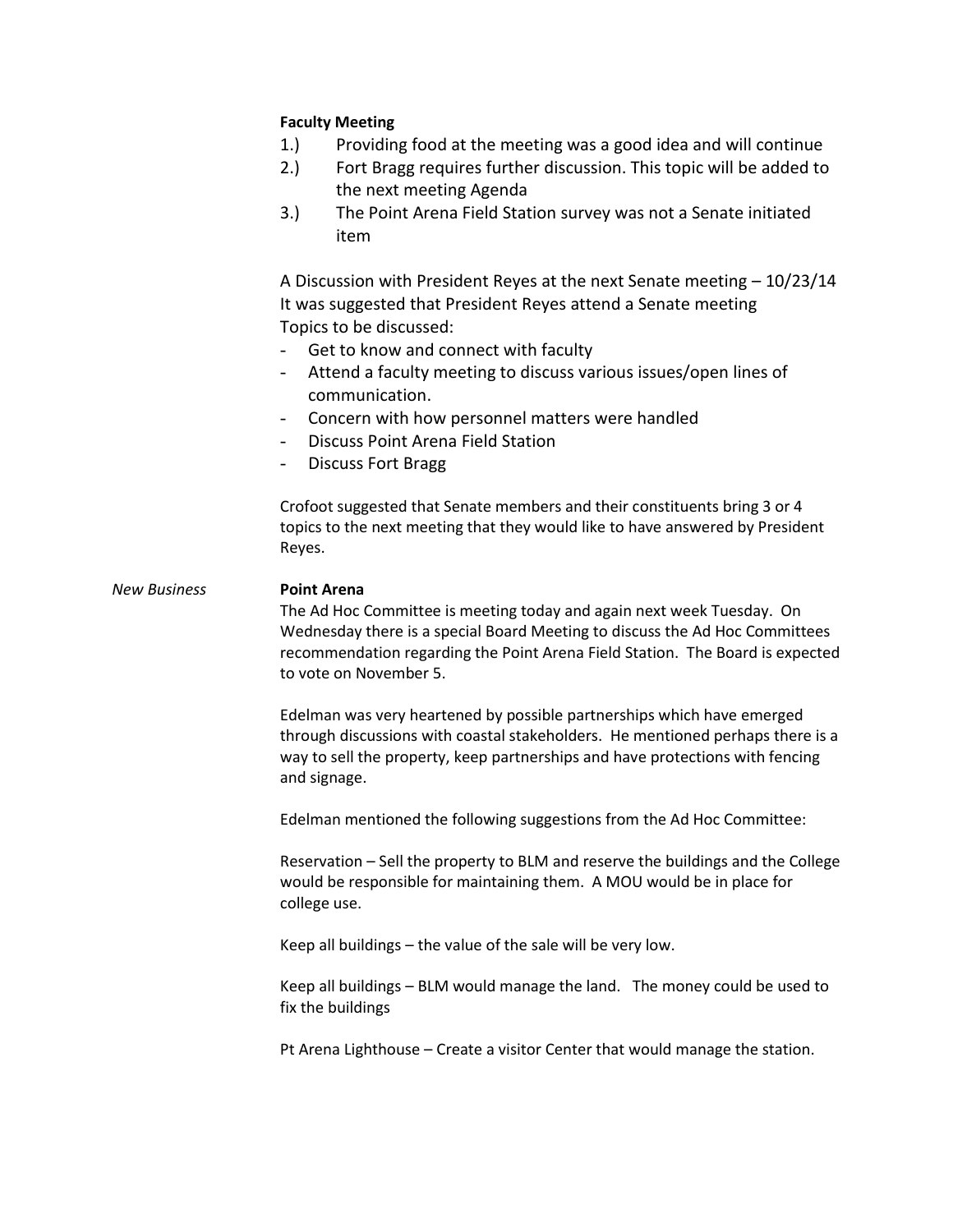**Faculty Meeting**

1.) Providing food at the meeting was a good idea and will continue
2.) Fort Bragg requires further discussion. This topic will be added to the next meeting Agenda
3.) The Point Arena Field Station survey was not a Senate initiated item

A Discussion with President Reyes at the next Senate meeting – 10/23/14
It was suggested that President Reyes attend a Senate meeting
Topics to be discussed:

- Get to know and connect with faculty
- Attend a faculty meeting to discuss various issues/open lines of communication.
- Concern with how personnel matters were handled
- Discuss Point Arena Field Station
- Discuss Fort Bragg

Crofoot suggested that Senate members and their constituents bring 3 or 4 topics to the next meeting that they would like to have answered by President Reyes.

*New Business*

**Point Arena**

The Ad Hoc Committee is meeting today and again next week Tuesday. On Wednesday there is a special Board Meeting to discuss the Ad Hoc Committees recommendation regarding the Point Arena Field Station. The Board is expected to vote on November 5.

Edelman was very heartened by possible partnerships which have emerged through discussions with coastal stakeholders. He mentioned perhaps there is a way to sell the property, keep partnerships and have protections with fencing and signage.

Edelman mentioned the following suggestions from the Ad Hoc Committee:

Reservation – Sell the property to BLM and reserve the buildings and the College would be responsible for maintaining them. A MOU would be in place for college use.

Keep all buildings – the value of the sale will be very low.

Keep all buildings – BLM would manage the land. The money could be used to fix the buildings

Pt Arena Lighthouse – Create a visitor Center that would manage the station.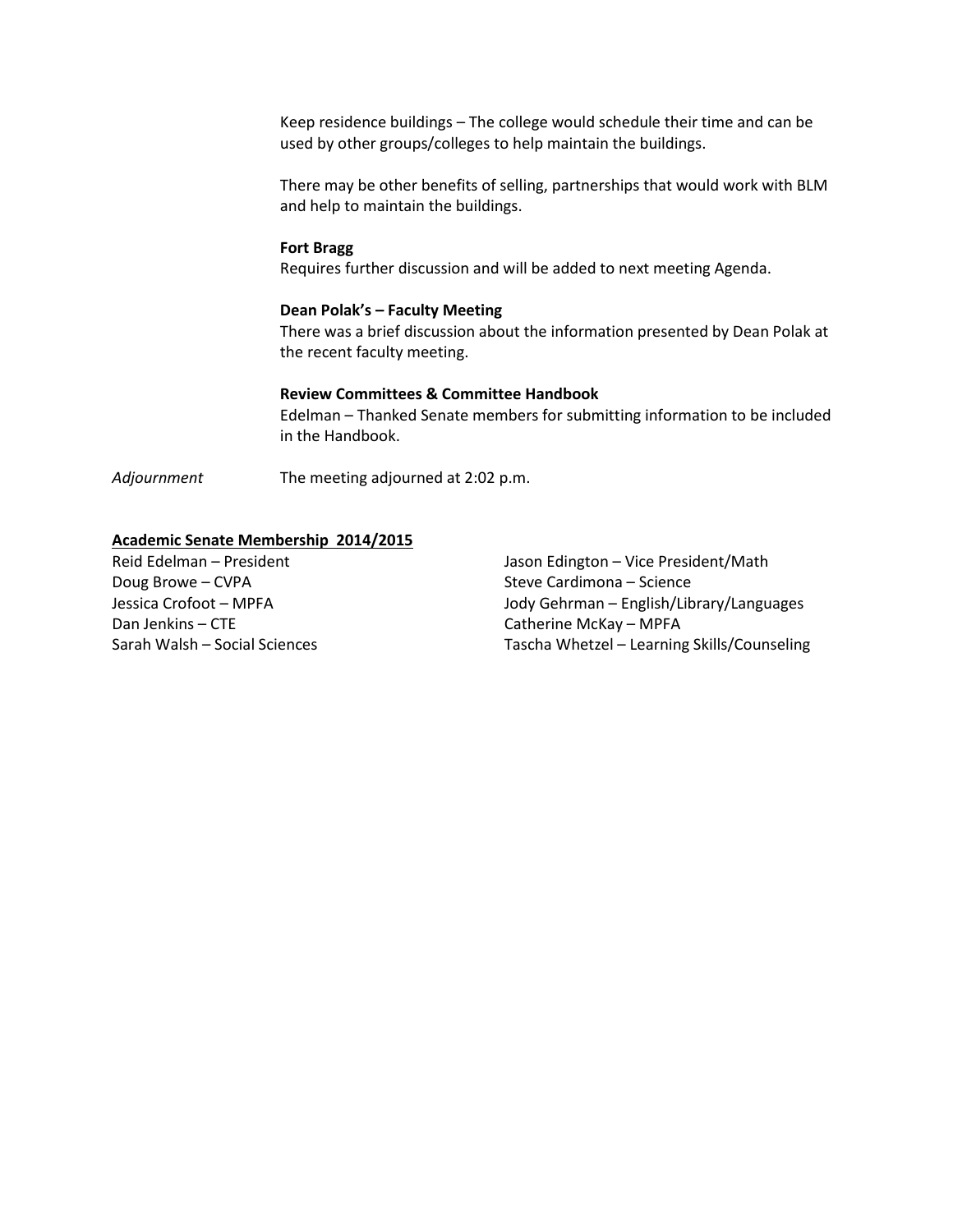Keep residence buildings – The college would schedule their time and can be used by other groups/colleges to help maintain the buildings.

There may be other benefits of selling, partnerships that would work with BLM and help to maintain the buildings.

**Fort Bragg**
Requires further discussion and will be added to next meeting Agenda.

**Dean Polak's – Faculty Meeting**
There was a brief discussion about the information presented by Dean Polak at the recent faculty meeting.

**Review Committees & Committee Handbook**
Edelman – Thanked Senate members for submitting information to be included in the Handbook.

*Adjournment* The meeting adjourned at 2:02 p.m.

**<u>Academic Senate Membership 2014/2015</u>**

Reid Edelman – President
Jason Edington – Vice President/Math
Doug Browe – CVPA
Steve Cardimona – Science
Jessica Crofoot – MPFA
Jody Gehrman – English/Library/Languages
Dan Jenkins – CTE
Catherine McKay – MPFA
Sarah Walsh – Social Sciences
Tascha Whetzel – Learning Skills/Counseling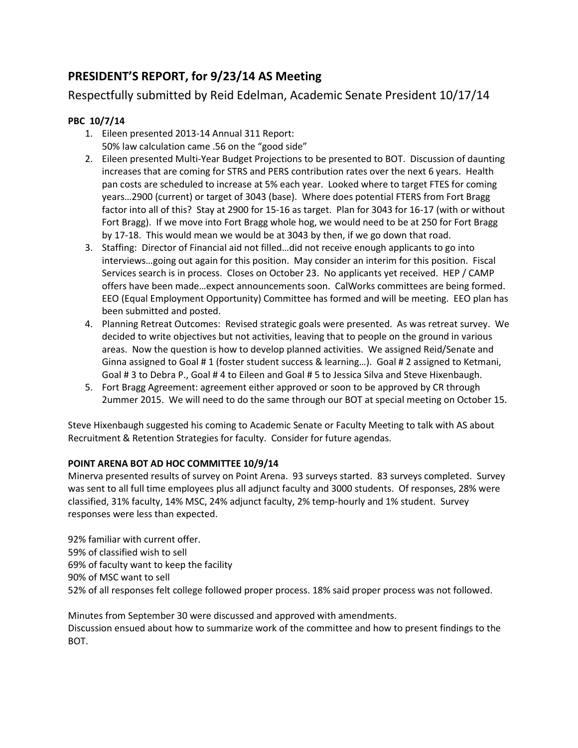## PRESIDENT'S REPORT, for 9/23/14 AS Meeting

Respectfully submitted by Reid Edelman, Academic Senate President 10/17/14

**PBC 10/7/14**

1. Eileen presented 2013-14 Annual 311 Report:
   50% law calculation came .56 on the "good side"
2. Eileen presented Multi-Year Budget Projections to be presented to BOT. Discussion of daunting increases that are coming for STRS and PERS contribution rates over the next 6 years. Health pan costs are scheduled to increase at 5% each year. Looked where to target FTES for coming years…2900 (current) or target of 3043 (base). Where does potential FTERS from Fort Bragg factor into all of this? Stay at 2900 for 15-16 as target. Plan for 3043 for 16-17 (with or without Fort Bragg). If we move into Fort Bragg whole hog, we would need to be at 250 for Fort Bragg by 17-18. This would mean we would be at 3043 by then, if we go down that road.
3. Staffing: Director of Financial aid not filled…did not receive enough applicants to go into interviews…going out again for this position. May consider an interim for this position. Fiscal Services search is in process. Closes on October 23. No applicants yet received. HEP / CAMP offers have been made…expect announcements soon. CalWorks committees are being formed. EEO (Equal Employment Opportunity) Committee has formed and will be meeting. EEO plan has been submitted and posted.
4. Planning Retreat Outcomes: Revised strategic goals were presented. As was retreat survey. We decided to write objectives but not activities, leaving that to people on the ground in various areas. Now the question is how to develop planned activities. We assigned Reid/Senate and Ginna assigned to Goal # 1 (foster student success & learning…). Goal # 2 assigned to Ketmani, Goal # 3 to Debra P., Goal # 4 to Eileen and Goal # 5 to Jessica Silva and Steve Hixenbaugh.
5. Fort Bragg Agreement: agreement either approved or soon to be approved by CR through 2ummer 2015. We will need to do the same through our BOT at special meeting on October 15.

Steve Hixenbaugh suggested his coming to Academic Senate or Faculty Meeting to talk with AS about Recruitment & Retention Strategies for faculty. Consider for future agendas.

**POINT ARENA BOT AD HOC COMMITTEE 10/9/14**

Minerva presented results of survey on Point Arena. 93 surveys started. 83 surveys completed. Survey was sent to all full time employees plus all adjunct faculty and 3000 students. Of responses, 28% were classified, 31% faculty, 14% MSC, 24% adjunct faculty, 2% temp-hourly and 1% student. Survey responses were less than expected.

92% familiar with current offer.
59% of classified wish to sell
69% of faculty want to keep the facility
90% of MSC want to sell
52% of all responses felt college followed proper process. 18% said proper process was not followed.

Minutes from September 30 were discussed and approved with amendments.
Discussion ensued about how to summarize work of the committee and how to present findings to the BOT.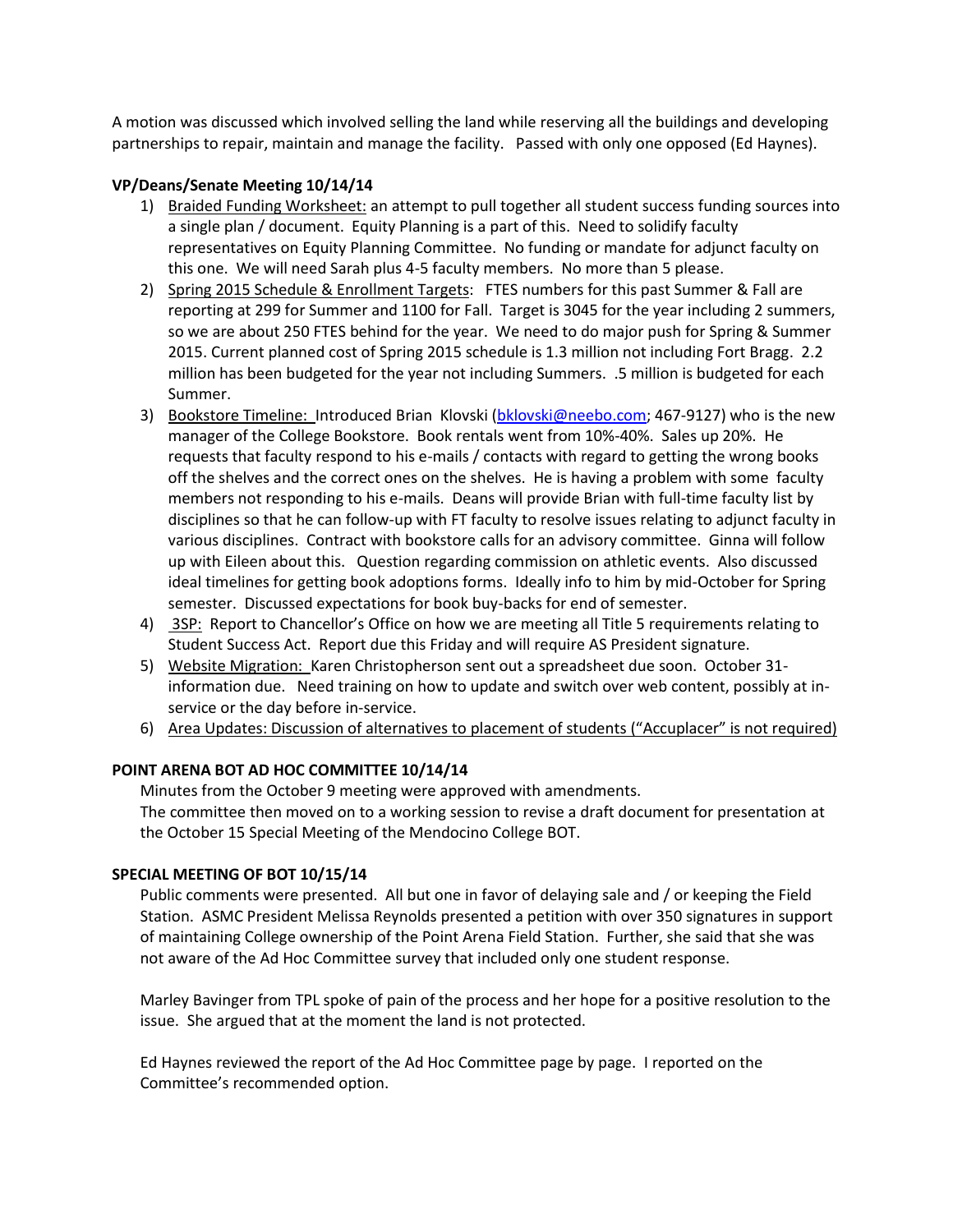A motion was discussed which involved selling the land while reserving all the buildings and developing partnerships to repair, maintain and manage the facility. Passed with only one opposed (Ed Haynes).

**VP/Deans/Senate Meeting 10/14/14**

1) Braided Funding Worksheet: an attempt to pull together all student success funding sources into a single plan / document. Equity Planning is a part of this. Need to solidify faculty representatives on Equity Planning Committee. No funding or mandate for adjunct faculty on this one. We will need Sarah plus 4-5 faculty members. No more than 5 please.
2) Spring 2015 Schedule & Enrollment Targets: FTES numbers for this past Summer & Fall are reporting at 299 for Summer and 1100 for Fall. Target is 3045 for the year including 2 summers, so we are about 250 FTES behind for the year. We need to do major push for Spring & Summer 2015. Current planned cost of Spring 2015 schedule is 1.3 million not including Fort Bragg. 2.2 million has been budgeted for the year not including Summers. .5 million is budgeted for each Summer.
3) Bookstore Timeline: Introduced Brian Klovski (bklovski@neebo.com; 467-9127) who is the new manager of the College Bookstore. Book rentals went from 10%-40%. Sales up 20%. He requests that faculty respond to his e-mails / contacts with regard to getting the wrong books off the shelves and the correct ones on the shelves. He is having a problem with some faculty members not responding to his e-mails. Deans will provide Brian with full-time faculty list by disciplines so that he can follow-up with FT faculty to resolve issues relating to adjunct faculty in various disciplines. Contract with bookstore calls for an advisory committee. Ginna will follow up with Eileen about this. Question regarding commission on athletic events. Also discussed ideal timelines for getting book adoptions forms. Ideally info to him by mid-October for Spring semester. Discussed expectations for book buy-backs for end of semester.
4) 3SP: Report to Chancellor's Office on how we are meeting all Title 5 requirements relating to Student Success Act. Report due this Friday and will require AS President signature.
5) Website Migration: Karen Christopherson sent out a spreadsheet due soon. October 31-information due. Need training on how to update and switch over web content, possibly at in-service or the day before in-service.
6) Area Updates: Discussion of alternatives to placement of students ("Accuplacer" is not required)

**POINT ARENA BOT AD HOC COMMITTEE 10/14/14**

Minutes from the October 9 meeting were approved with amendments.
The committee then moved on to a working session to revise a draft document for presentation at the October 15 Special Meeting of the Mendocino College BOT.

**SPECIAL MEETING OF BOT 10/15/14**

Public comments were presented. All but one in favor of delaying sale and / or keeping the Field Station. ASMC President Melissa Reynolds presented a petition with over 350 signatures in support of maintaining College ownership of the Point Arena Field Station. Further, she said that she was not aware of the Ad Hoc Committee survey that included only one student response.

Marley Bavinger from TPL spoke of pain of the process and her hope for a positive resolution to the issue. She argued that at the moment the land is not protected.

Ed Haynes reviewed the report of the Ad Hoc Committee page by page. I reported on the Committee's recommended option.